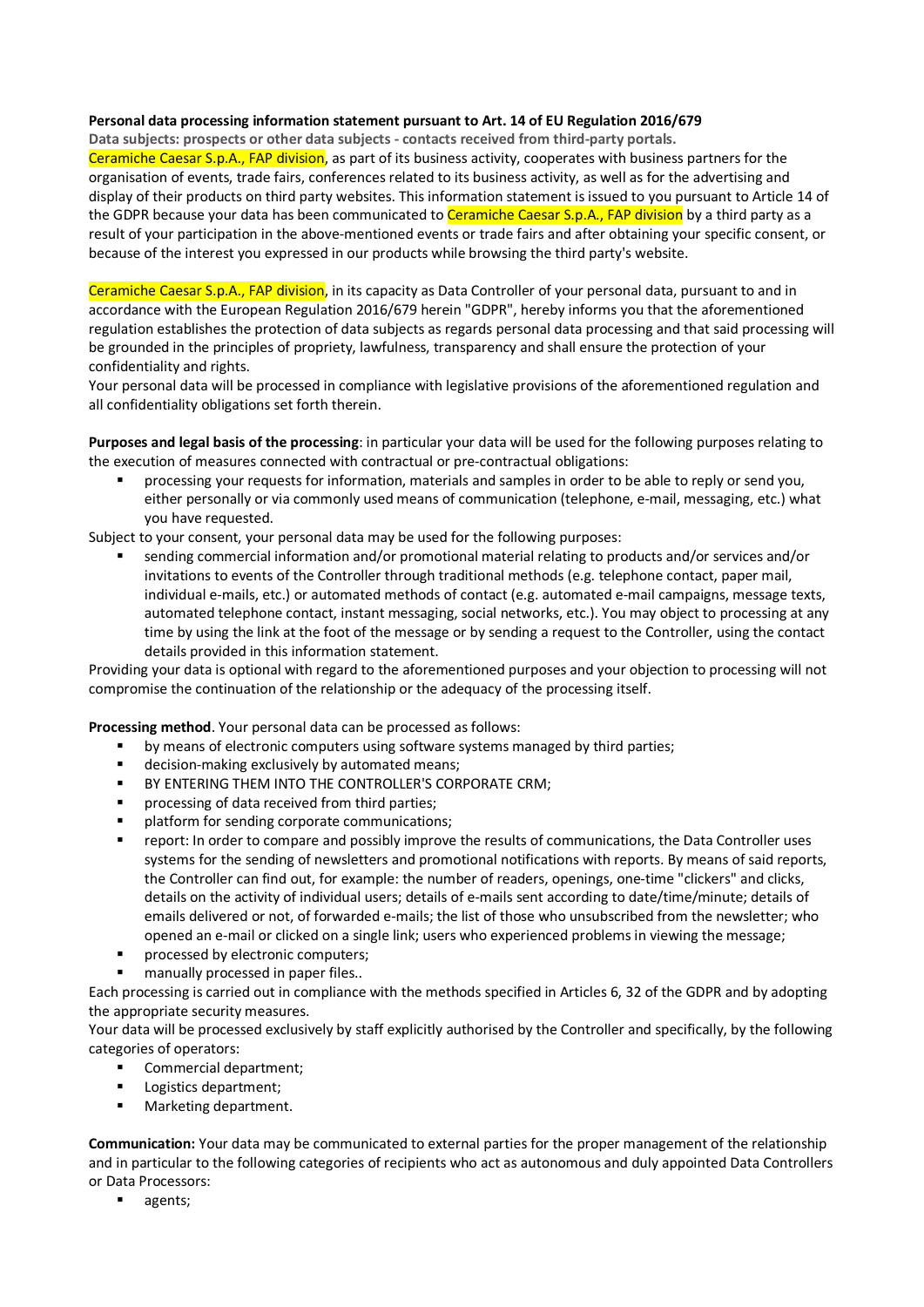**Personal data processing information statement pursuant to Art. 14 of EU Regulation 2016/679**

**Data subjects: prospects or other data subjects - contacts received from third-party portals.**

Ceramiche Caesar S.p.A., FAP division, as part of its business activity, cooperates with business partners for the organisation of events, trade fairs, conferences related to its business activity, as well as for the advertising and display of their products on third party websites. This information statement is issued to you pursuant to Article 14 of the GDPR because your data has been communicated to Ceramiche Caesar S.p.A., FAP division by a third party as a result of your participation in the above-mentioned events or trade fairs and after obtaining your specific consent, or because of the interest you expressed in our products while browsing the third party's website.

Ceramiche Caesar S.p.A., FAP division, in its capacity as Data Controller of your personal data, pursuant to and in accordance with the European Regulation 2016/679 herein "GDPR", hereby informs you that the aforementioned regulation establishes the protection of data subjects as regards personal data processing and that said processing will be grounded in the principles of propriety, lawfulness, transparency and shall ensure the protection of your confidentiality and rights.

Your personal data will be processed in compliance with legislative provisions of the aforementioned regulation and all confidentiality obligations set forth therein.

**Purposes and legal basis of the processing**: in particular your data will be used for the following purposes relating to the execution of measures connected with contractual or pre-contractual obligations:

- processing your requests for information, materials and samples in order to be able to reply or send you, either personally or via commonly used means of communication (telephone, e-mail, messaging, etc.) what you have requested.

Subject to your consent, your personal data may be used for the following purposes:

- sending commercial information and/or promotional material relating to products and/or services and/or invitations to events of the Controller through traditional methods (e.g. telephone contact, paper mail, individual e-mails, etc.) or automated methods of contact (e.g. automated e-mail campaigns, message texts, automated telephone contact, instant messaging, social networks, etc.). You may object to processing at any time by using the link at the foot of the message or by sending a request to the Controller, using the contact details provided in this information statement.

Providing your data is optional with regard to the aforementioned purposes and your objection to processing will not compromise the continuation of the relationship or the adequacy of the processing itself.

**Processing method**. Your personal data can be processed as follows:

- by means of electronic computers using software systems managed by third parties;
- decision-making exclusively by automated means;
- BY ENTERING THEM INTO THE CONTROLLER'S CORPORATE CRM;
- processing of data received from third parties;
- platform for sending corporate communications;
- report: In order to compare and possibly improve the results of communications, the Data Controller uses systems for the sending of newsletters and promotional notifications with reports. By means of said reports, the Controller can find out, for example: the number of readers, openings, one-time "clickers" and clicks, details on the activity of individual users; details of e-mails sent according to date/time/minute; details of emails delivered or not, of forwarded e-mails; the list of those who unsubscribed from the newsletter; who opened an e-mail or clicked on a single link; users who experienced problems in viewing the message;
- processed by electronic computers;
- manually processed in paper files..

Each processing is carried out in compliance with the methods specified in Articles 6, 32 of the GDPR and by adopting the appropriate security measures.

Your data will be processed exclusively by staff explicitly authorised by the Controller and specifically, by the following categories of operators:

- Commercial department;
- Logistics department;
- Marketing department.

**Communication:** Your data may be communicated to external parties for the proper management of the relationship and in particular to the following categories of recipients who act as autonomous and duly appointed Data Controllers or Data Processors:

- agents;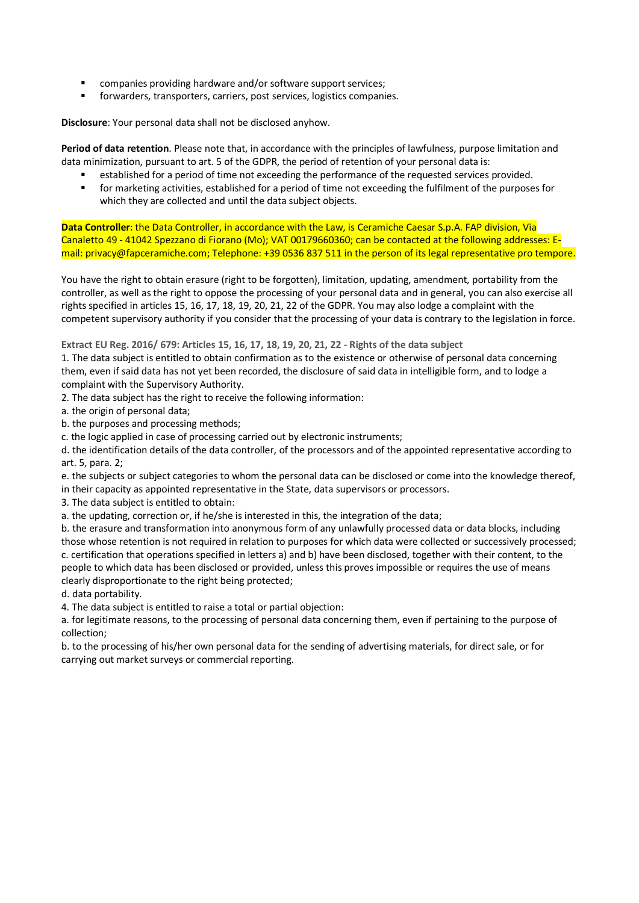- companies providing hardware and/or software support services;
- forwarders, transporters, carriers, post services, logistics companies.

**Disclosure**: Your personal data shall not be disclosed anyhow.

**Period of data retention**. Please note that, in accordance with the principles of lawfulness, purpose limitation and data minimization, pursuant to art. 5 of the GDPR, the period of retention of your personal data is:

- established for a period of time not exceeding the performance of the requested services provided.
- for marketing activities, established for a period of time not exceeding the fulfilment of the purposes for which they are collected and until the data subject objects.

**Data Controller**: the Data Controller, in accordance with the Law, is Ceramiche Caesar S.p.A. FAP division, Via Canaletto 49 - 41042 Spezzano di Fiorano (Mo); VAT 00179660360; can be contacted at the following addresses: E-mail: privacy@fapceramiche.com; Telephone: +39 0536 837 511 in the person of its legal representative pro tempore.

You have the right to obtain erasure (right to be forgotten), limitation, updating, amendment, portability from the controller, as well as the right to oppose the processing of your personal data and in general, you can also exercise all rights specified in articles 15, 16, 17, 18, 19, 20, 21, 22 of the GDPR. You may also lodge a complaint with the competent supervisory authority if you consider that the processing of your data is contrary to the legislation in force.

**Extract EU Reg. 2016/ 679: Articles 15, 16, 17, 18, 19, 20, 21, 22 - Rights of the data subject**

1. The data subject is entitled to obtain confirmation as to the existence or otherwise of personal data concerning them, even if said data has not yet been recorded, the disclosure of said data in intelligible form, and to lodge a complaint with the Supervisory Authority.

2. The data subject has the right to receive the following information:

a. the origin of personal data;

b. the purposes and processing methods;

c. the logic applied in case of processing carried out by electronic instruments;

d. the identification details of the data controller, of the processors and of the appointed representative according to art. 5, para. 2;

e. the subjects or subject categories to whom the personal data can be disclosed or come into the knowledge thereof, in their capacity as appointed representative in the State, data supervisors or processors.

3. The data subject is entitled to obtain:

a. the updating, correction or, if he/she is interested in this, the integration of the data;

b. the erasure and transformation into anonymous form of any unlawfully processed data or data blocks, including those whose retention is not required in relation to purposes for which data were collected or successively processed;

c. certification that operations specified in letters a) and b) have been disclosed, together with their content, to the people to which data has been disclosed or provided, unless this proves impossible or requires the use of means clearly disproportionate to the right being protected;

d. data portability.

4. The data subject is entitled to raise a total or partial objection:

a. for legitimate reasons, to the processing of personal data concerning them, even if pertaining to the purpose of collection;

b. to the processing of his/her own personal data for the sending of advertising materials, for direct sale, or for carrying out market surveys or commercial reporting.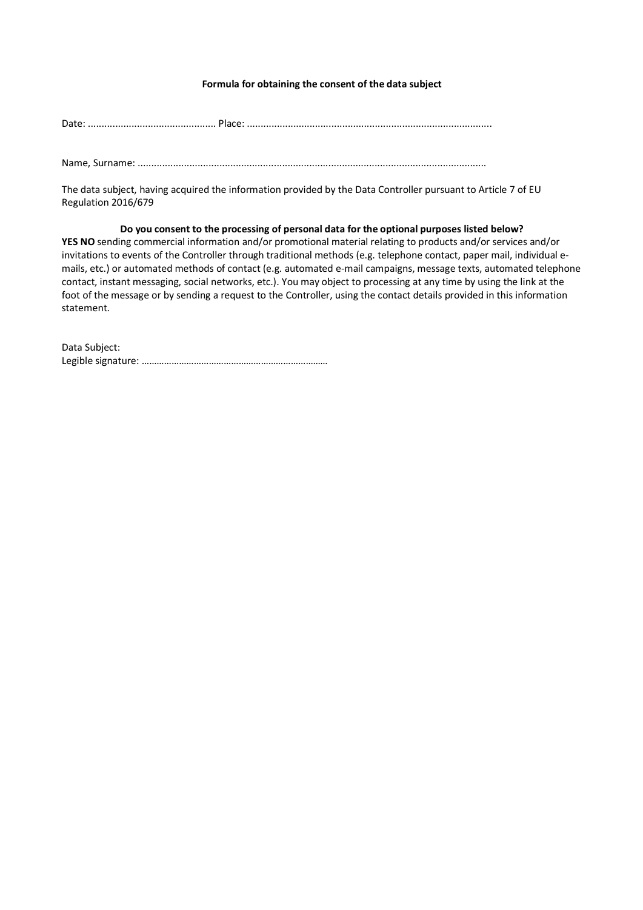**Formula for obtaining the consent of the data subject**

Date: ............................................... Place: ..........................................................................................

Name, Surname: ...............................................................................................................................

The data subject, having acquired the information provided by the Data Controller pursuant to Article 7 of EU Regulation 2016/679

**Do you consent to the processing of personal data for the optional purposes listed below?**

**YES NO** sending commercial information and/or promotional material relating to products and/or services and/or invitations to events of the Controller through traditional methods (e.g. telephone contact, paper mail, individual e-mails, etc.) or automated methods of contact (e.g. automated e-mail campaigns, message texts, automated telephone contact, instant messaging, social networks, etc.). You may object to processing at any time by using the link at the foot of the message or by sending a request to the Controller, using the contact details provided in this information statement.

Data Subject:
Legible signature: ………………………………………………………………